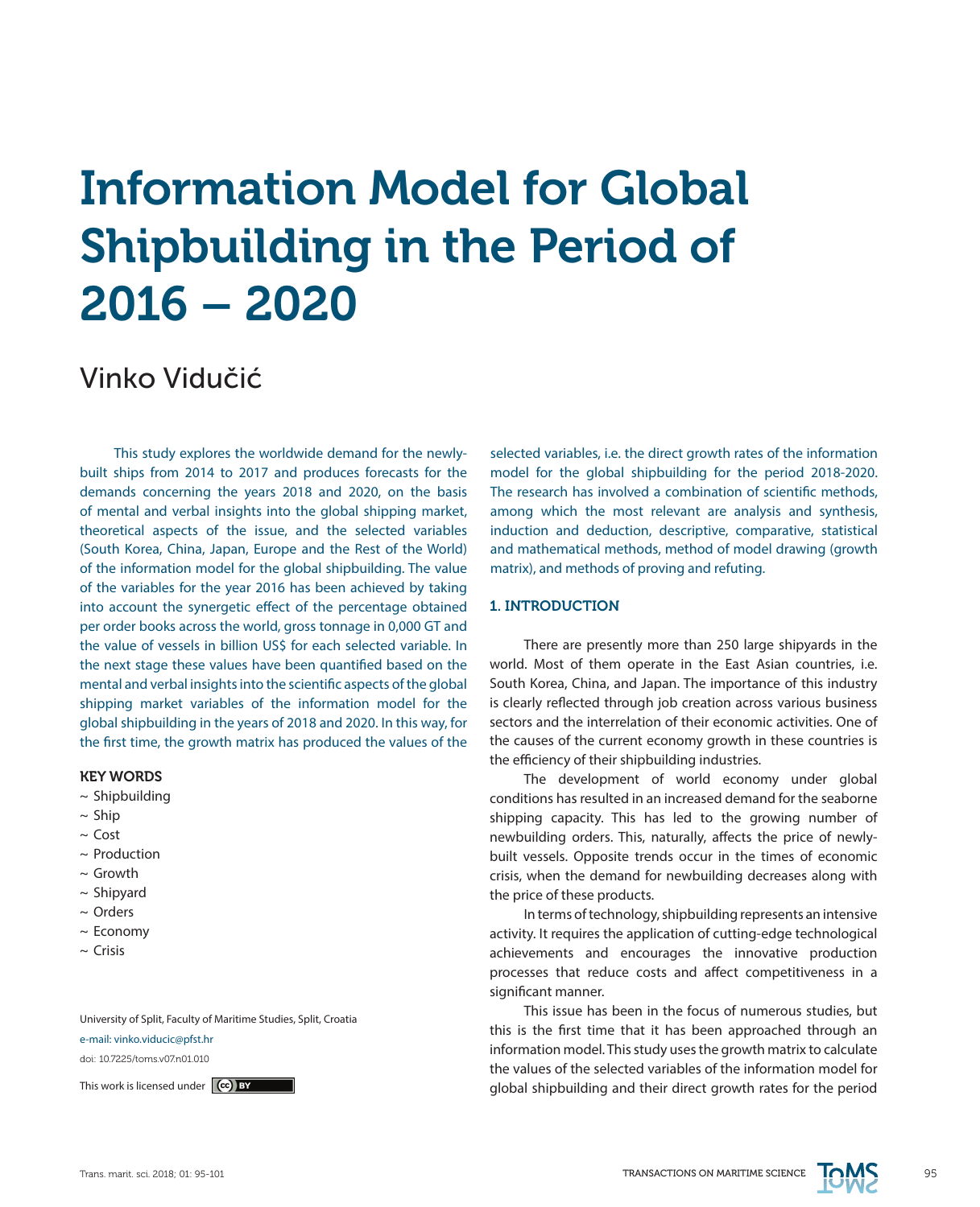# Information Model for Global Shipbuilding in the Period of 2016 – 2020

## Vinko Vidučić

This study explores the worldwide demand for the newly-built ships from 2014 to 2017 and produces forecasts for the demands concerning the years 2018 and 2020, on the basis of mental and verbal insights into the global shipping market, theoretical aspects of the issue, and the selected variables (South Korea, China, Japan, Europe and the Rest of the World) of the information model for the global shipbuilding. The value of the variables for the year 2016 has been achieved by taking into account the synergetic effect of the percentage obtained per order books across the world, gross tonnage in 0,000 GT and the value of vessels in billion US$ for each selected variable. In the next stage these values have been quantified based on the mental and verbal insights into the scientific aspects of the global shipping market variables of the information model for the global shipbuilding in the years of 2018 and 2020. In this way, for the first time, the growth matrix has produced the values of the selected variables, i.e. the direct growth rates of the information model for the global shipbuilding for the period 2018-2020. The research has involved a combination of scientific methods, among which the most relevant are analysis and synthesis, induction and deduction, descriptive, comparative, statistical and mathematical methods, method of model drawing (growth matrix), and methods of proving and refuting.

### KEY WORDS

~ Shipbuilding
~ Ship
~ Cost
~ Production
~ Growth
~ Shipyard
~ Orders
~ Economy
~ Crisis

University of Split, Faculty of Maritime Studies, Split, Croatia

e-mail: vinko.viducic@pfst.hr

doi: 10.7225/toms.v07.n01.010

This work is licensed under CC BY

## 1. INTRODUCTION

There are presently more than 250 large shipyards in the world. Most of them operate in the East Asian countries, i.e. South Korea, China, and Japan. The importance of this industry is clearly reflected through job creation across various business sectors and the interrelation of their economic activities. One of the causes of the current economy growth in these countries is the efficiency of their shipbuilding industries.

The development of world economy under global conditions has resulted in an increased demand for the seaborne shipping capacity. This has led to the growing number of newbuilding orders. This, naturally, affects the price of newly-built vessels. Opposite trends occur in the times of economic crisis, when the demand for newbuilding decreases along with the price of these products.

In terms of technology, shipbuilding represents an intensive activity. It requires the application of cutting-edge technological achievements and encourages the innovative production processes that reduce costs and affect competitiveness in a significant manner.

This issue has been in the focus of numerous studies, but this is the first time that it has been approached through an information model. This study uses the growth matrix to calculate the values of the selected variables of the information model for global shipbuilding and their direct growth rates for the period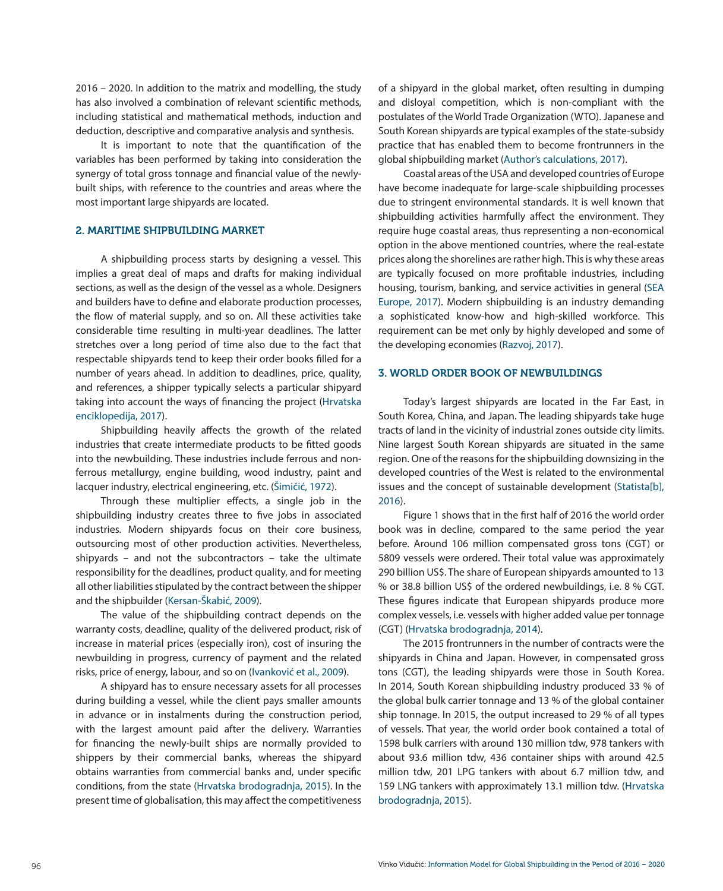2016 – 2020. In addition to the matrix and modelling, the study has also involved a combination of relevant scientific methods, including statistical and mathematical methods, induction and deduction, descriptive and comparative analysis and synthesis.

It is important to note that the quantification of the variables has been performed by taking into consideration the synergy of total gross tonnage and financial value of the newly-built ships, with reference to the countries and areas where the most important large shipyards are located.

## 2. MARITIME SHIPBUILDING MARKET

A shipbuilding process starts by designing a vessel. This implies a great deal of maps and drafts for making individual sections, as well as the design of the vessel as a whole. Designers and builders have to define and elaborate production processes, the flow of material supply, and so on. All these activities take considerable time resulting in multi-year deadlines. The latter stretches over a long period of time also due to the fact that respectable shipyards tend to keep their order books filled for a number of years ahead. In addition to deadlines, price, quality, and references, a shipper typically selects a particular shipyard taking into account the ways of financing the project (Hrvatska enciklopedija, 2017).

Shipbuilding heavily affects the growth of the related industries that create intermediate products to be fitted goods into the newbuilding. These industries include ferrous and non-ferrous metallurgy, engine building, wood industry, paint and lacquer industry, electrical engineering, etc. (Šimičić, 1972).

Through these multiplier effects, a single job in the shipbuilding industry creates three to five jobs in associated industries. Modern shipyards focus on their core business, outsourcing most of other production activities. Nevertheless, shipyards – and not the subcontractors – take the ultimate responsibility for the deadlines, product quality, and for meeting all other liabilities stipulated by the contract between the shipper and the shipbuilder (Kersan-Škabić, 2009).

The value of the shipbuilding contract depends on the warranty costs, deadline, quality of the delivered product, risk of increase in material prices (especially iron), cost of insuring the newbuilding in progress, currency of payment and the related risks, price of energy, labour, and so on (Ivanković et al., 2009).

A shipyard has to ensure necessary assets for all processes during building a vessel, while the client pays smaller amounts in advance or in instalments during the construction period, with the largest amount paid after the delivery. Warranties for financing the newly-built ships are normally provided to shippers by their commercial banks, whereas the shipyard obtains warranties from commercial banks and, under specific conditions, from the state (Hrvatska brodogradnja, 2015). In the present time of globalisation, this may affect the competitiveness of a shipyard in the global market, often resulting in dumping and disloyal competition, which is non-compliant with the postulates of the World Trade Organization (WTO). Japanese and South Korean shipyards are typical examples of the state-subsidy practice that has enabled them to become frontrunners in the global shipbuilding market (Author's calculations, 2017).

Coastal areas of the USA and developed countries of Europe have become inadequate for large-scale shipbuilding processes due to stringent environmental standards. It is well known that shipbuilding activities harmfully affect the environment. They require huge coastal areas, thus representing a non-economical option in the above mentioned countries, where the real-estate prices along the shorelines are rather high. This is why these areas are typically focused on more profitable industries, including housing, tourism, banking, and service activities in general (SEA Europe, 2017). Modern shipbuilding is an industry demanding a sophisticated know-how and high-skilled workforce. This requirement can be met only by highly developed and some of the developing economies (Razvoj, 2017).

## 3. WORLD ORDER BOOK OF NEWBUILDINGS

Today's largest shipyards are located in the Far East, in South Korea, China, and Japan. The leading shipyards take huge tracts of land in the vicinity of industrial zones outside city limits. Nine largest South Korean shipyards are situated in the same region. One of the reasons for the shipbuilding downsizing in the developed countries of the West is related to the environmental issues and the concept of sustainable development (Statista[b], 2016).

Figure 1 shows that in the first half of 2016 the world order book was in decline, compared to the same period the year before. Around 106 million compensated gross tons (CGT) or 5809 vessels were ordered. Their total value was approximately 290 billion US$. The share of European shipyards amounted to 13 % or 38.8 billion US$ of the ordered newbuildings, i.e. 8 % CGT. These figures indicate that European shipyards produce more complex vessels, i.e. vessels with higher added value per tonnage (CGT) (Hrvatska brodogradnja, 2014).

The 2015 frontrunners in the number of contracts were the shipyards in China and Japan. However, in compensated gross tons (CGT), the leading shipyards were those in South Korea. In 2014, South Korean shipbuilding industry produced 33 % of the global bulk carrier tonnage and 13 % of the global container ship tonnage. In 2015, the output increased to 29 % of all types of vessels. That year, the world order book contained a total of 1598 bulk carriers with around 130 million tdw, 978 tankers with about 93.6 million tdw, 436 container ships with around 42.5 million tdw, 201 LPG tankers with about 6.7 million tdw, and 159 LNG tankers with approximately 13.1 million tdw. (Hrvatska brodogradnja, 2015).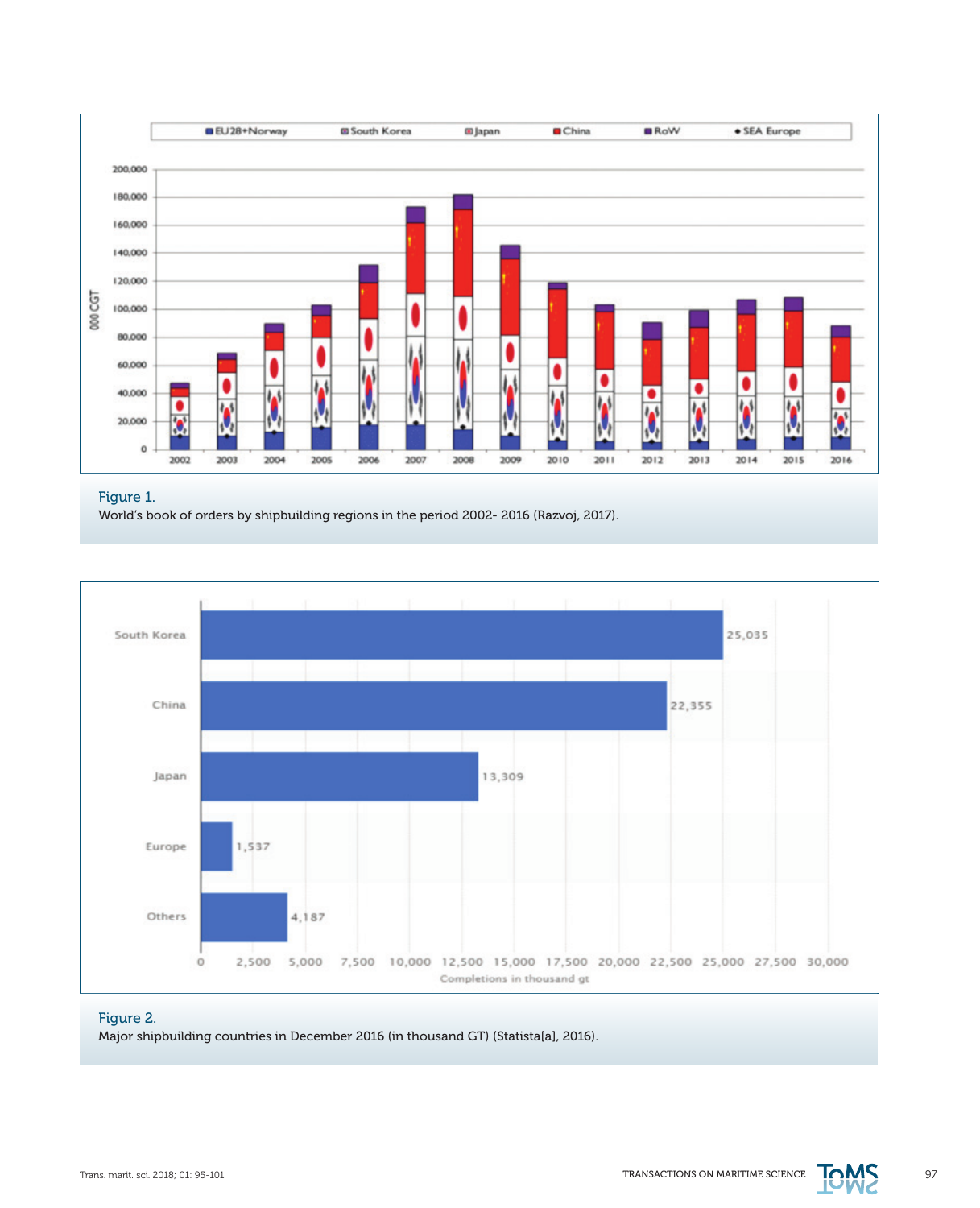Figure 1.
World's book of orders by shipbuilding regions in the period 2002- 2016 (Razvoj, 2017).

Figure 2.
Major shipbuilding countries in December 2016 (in thousand GT) (Statista[a], 2016).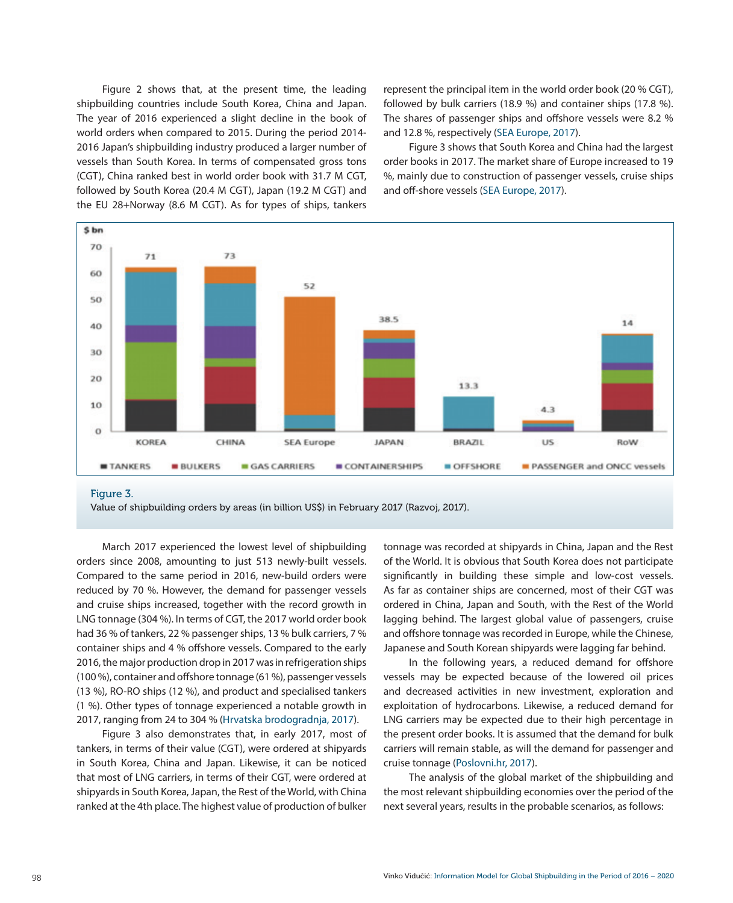Figure 2 shows that, at the present time, the leading shipbuilding countries include South Korea, China and Japan. The year of 2016 experienced a slight decline in the book of world orders when compared to 2015. During the period 2014-2016 Japan's shipbuilding industry produced a larger number of vessels than South Korea. In terms of compensated gross tons (CGT), China ranked best in world order book with 31.7 M CGT, followed by South Korea (20.4 M CGT), Japan (19.2 M CGT) and the EU 28+Norway (8.6 M CGT). As for types of ships, tankers represent the principal item in the world order book (20 % CGT), followed by bulk carriers (18.9 %) and container ships (17.8 %). The shares of passenger ships and offshore vessels were 8.2 % and 12.8 %, respectively (SEA Europe, 2017).

Figure 3 shows that South Korea and China had the largest order books in 2017. The market share of Europe increased to 19 %, mainly due to construction of passenger vessels, cruise ships and off-shore vessels (SEA Europe, 2017).

Figure 3.
Value of shipbuilding orders by areas (in billion US$) in February 2017 (Razvoj, 2017).

March 2017 experienced the lowest level of shipbuilding orders since 2008, amounting to just 513 newly-built vessels. Compared to the same period in 2016, new-build orders were reduced by 70 %. However, the demand for passenger vessels and cruise ships increased, together with the record growth in LNG tonnage (304 %). In terms of CGT, the 2017 world order book had 36 % of tankers, 22 % passenger ships, 13 % bulk carriers, 7 % container ships and 4 % offshore vessels. Compared to the early 2016, the major production drop in 2017 was in refrigeration ships (100 %), container and offshore tonnage (61 %), passenger vessels (13 %), RO-RO ships (12 %), and product and specialised tankers (1 %). Other types of tonnage experienced a notable growth in 2017, ranging from 24 to 304 % (Hrvatska brodogradnja, 2017).

Figure 3 also demonstrates that, in early 2017, most of tankers, in terms of their value (CGT), were ordered at shipyards in South Korea, China and Japan. Likewise, it can be noticed that most of LNG carriers, in terms of their CGT, were ordered at shipyards in South Korea, Japan, the Rest of the World, with China ranked at the 4th place. The highest value of production of bulker tonnage was recorded at shipyards in China, Japan and the Rest of the World. It is obvious that South Korea does not participate significantly in building these simple and low-cost vessels. As far as container ships are concerned, most of their CGT was ordered in China, Japan and South, with the Rest of the World lagging behind. The largest global value of passengers, cruise and offshore tonnage was recorded in Europe, while the Chinese, Japanese and South Korean shipyards were lagging far behind.

In the following years, a reduced demand for offshore vessels may be expected because of the lowered oil prices and decreased activities in new investment, exploration and exploitation of hydrocarbons. Likewise, a reduced demand for LNG carriers may be expected due to their high percentage in the present order books. It is assumed that the demand for bulk carriers will remain stable, as will the demand for passenger and cruise tonnage (Poslovni.hr, 2017).

The analysis of the global market of the shipbuilding and the most relevant shipbuilding economies over the period of the next several years, results in the probable scenarios, as follows: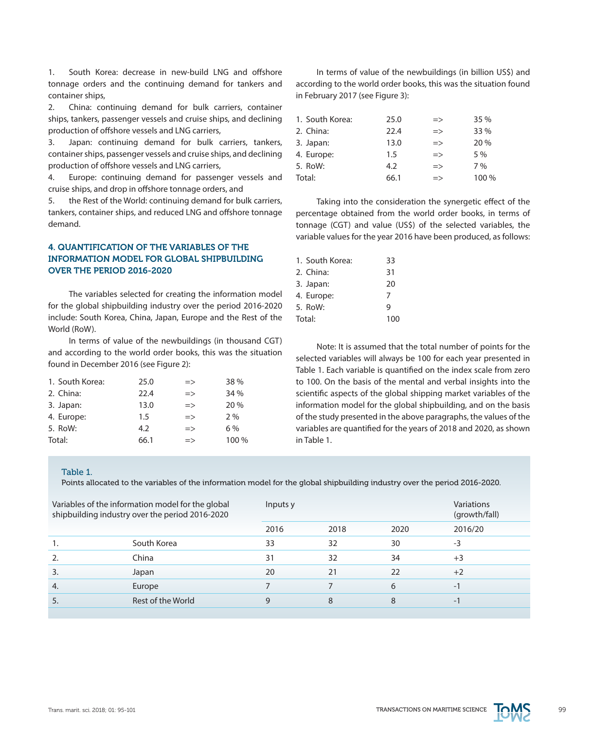1. South Korea: decrease in new-build LNG and offshore tonnage orders and the continuing demand for tankers and container ships,
2. China: continuing demand for bulk carriers, container ships, tankers, passenger vessels and cruise ships, and declining production of offshore vessels and LNG carriers,
3. Japan: continuing demand for bulk carriers, tankers, container ships, passenger vessels and cruise ships, and declining production of offshore vessels and LNG carriers,
4. Europe: continuing demand for passenger vessels and cruise ships, and drop in offshore tonnage orders, and
5. the Rest of the World: continuing demand for bulk carriers, tankers, container ships, and reduced LNG and offshore tonnage demand.

## 4. QUANTIFICATION OF THE VARIABLES OF THE INFORMATION MODEL FOR GLOBAL SHIPBUILDING OVER THE PERIOD 2016-2020

The variables selected for creating the information model for the global shipbuilding industry over the period 2016-2020 include: South Korea, China, Japan, Europe and the Rest of the World (RoW).

In terms of value of the newbuildings (in thousand CGT) and according to the world order books, this was the situation found in December 2016 (see Figure 2):

| | | | |
|---|---|---|---|
| 1. South Korea: | 25.0 | => | 38 % |
| 2. China: | 22.4 | => | 34 % |
| 3. Japan: | 13.0 | => | 20 % |
| 4. Europe: | 1.5 | => | 2 % |
| 5. RoW: | 4.2 | => | 6 % |
| Total: | 66.1 | => | 100 % |

In terms of value of the newbuildings (in billion US$) and according to the world order books, this was the situation found in February 2017 (see Figure 3):

| | | | |
|---|---|---|---|
| 1. South Korea: | 25.0 | => | 35 % |
| 2. China: | 22.4 | => | 33 % |
| 3. Japan: | 13.0 | => | 20 % |
| 4. Europe: | 1.5 | => | 5 % |
| 5. RoW: | 4.2 | => | 7 % |
| Total: | 66.1 | => | 100 % |

Taking into the consideration the synergetic effect of the percentage obtained from the world order books, in terms of tonnage (CGT) and value (US$) of the selected variables, the variable values for the year 2016 have been produced, as follows:

| | |
|---|---|
| 1. South Korea: | 33 |
| 2. China: | 31 |
| 3. Japan: | 20 |
| 4. Europe: | 7 |
| 5. RoW: | 9 |
| Total: | 100 |

Note: It is assumed that the total number of points for the selected variables will always be 100 for each year presented in Table 1. Each variable is quantified on the index scale from zero to 100. On the basis of the mental and verbal insights into the scientific aspects of the global shipping market variables of the information model for the global shipbuilding, and on the basis of the study presented in the above paragraphs, the values of the variables are quantified for the years of 2018 and 2020, as shown in Table 1.

Table 1.
Points allocated to the variables of the information model for the global shipbuilding industry over the period 2016-2020.

| Variables of the information model for the global shipbuilding industry over the period 2016-2020 | | Inputs y | | | Variations (growth/fall) |
|---|---|---|---|---|---|
| | | 2016 | 2018 | 2020 | 2016/20 |
| 1. | South Korea | 33 | 32 | 30 | -3 |
| 2. | China | 31 | 32 | 34 | +3 |
| 3. | Japan | 20 | 21 | 22 | +2 |
| 4. | Europe | 7 | 7 | 6 | -1 |
| 5. | Rest of the World | 9 | 8 | 8 | -1 |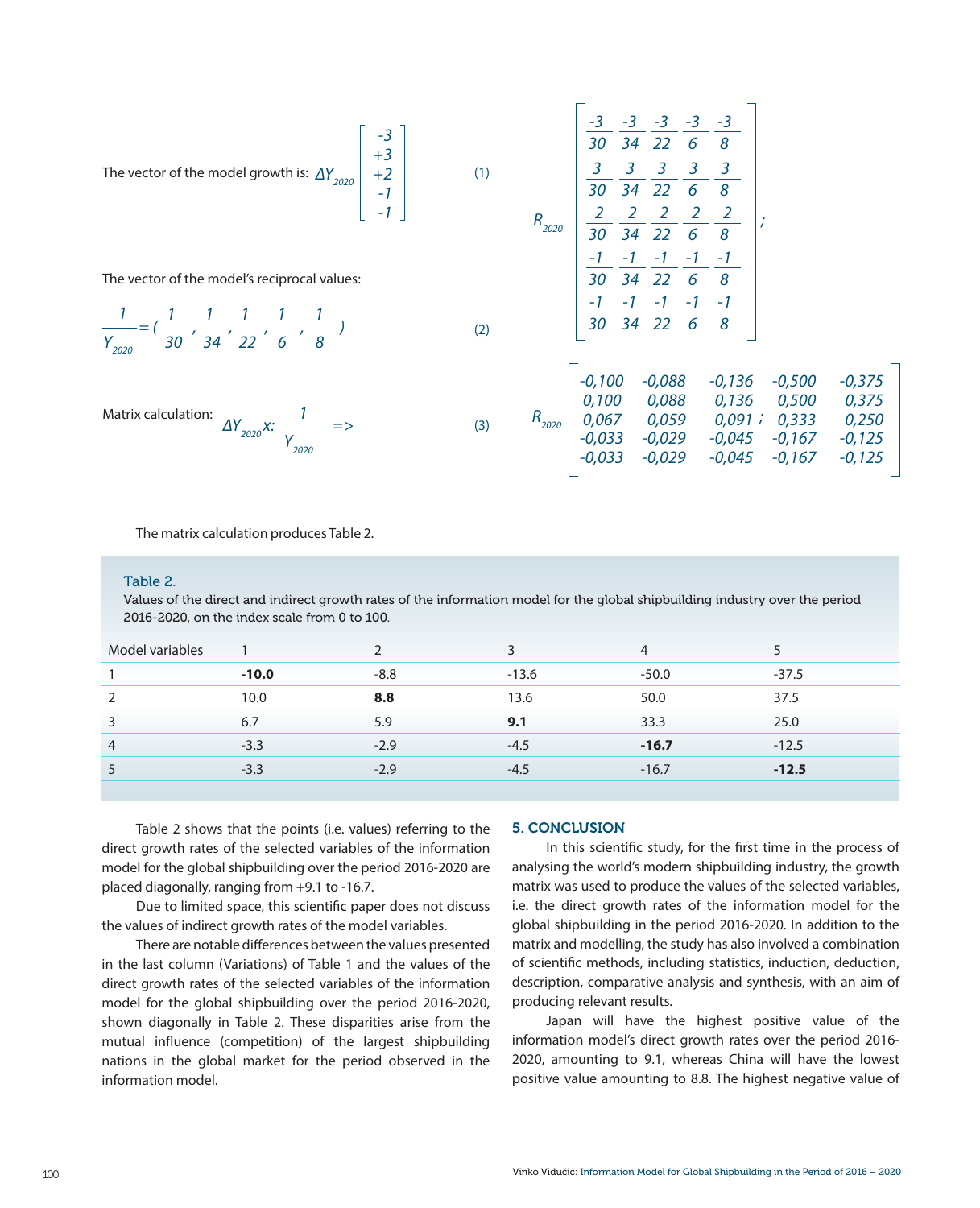The vector of the model growth is: $\Delta Y_{2020} \begin{bmatrix} -3 \\ +3 \\ +2 \\ -1 \\ -1 \end{bmatrix}$ (1)

$$R_{2020} \begin{bmatrix} \frac{-3}{30} & \frac{-3}{34} & \frac{-3}{22} & \frac{-3}{6} & \frac{-3}{8} \\ \frac{3}{30} & \frac{3}{34} & \frac{3}{22} & \frac{3}{6} & \frac{3}{8} \\ \frac{2}{30} & \frac{2}{34} & \frac{2}{22} & \frac{2}{6} & \frac{2}{8} \\ \frac{-1}{30} & \frac{-1}{34} & \frac{-1}{22} & \frac{-1}{6} & \frac{-1}{8} \\ \frac{-1}{30} & \frac{-1}{34} & \frac{-1}{22} & \frac{-1}{6} & \frac{-1}{8} \end{bmatrix};$$

The vector of the model's reciprocal values:

$$\frac{1}{Y_{2020}} = \left(\frac{1}{30}, \frac{1}{34}, \frac{1}{22}, \frac{1}{6}, \frac{1}{8}\right) \quad (2)$$

Matrix calculation: $\Delta Y_{2020} x: \frac{1}{Y_{2020}} =>$ (3)

$$R_{2020} \begin{bmatrix} -0{,}100 & -0{,}088 & -0{,}136 & -0{,}500 & -0{,}375 \\ 0{,}100 & 0{,}088 & 0{,}136 & 0{,}500 & 0{,}375 \\ 0{,}067 & 0{,}059 & 0{,}091 & 0{,}333 & 0{,}250 \\ -0{,}033 & -0{,}029 & -0{,}045 & -0{,}167 & -0{,}125 \\ -0{,}033 & -0{,}029 & -0{,}045 & -0{,}167 & -0{,}125 \end{bmatrix};$$

The matrix calculation produces Table 2.

Table 2.
Values of the direct and indirect growth rates of the information model for the global shipbuilding industry over the period 2016-2020, on the index scale from 0 to 100.

| Model variables | 1 | 2 | 3 | 4 | 5 |
|---|---|---|---|---|---|
| 1 | **-10.0** | -8.8 | -13.6 | -50.0 | -37.5 |
| 2 | 10.0 | **8.8** | 13.6 | 50.0 | 37.5 |
| 3 | 6.7 | 5.9 | **9.1** | 33.3 | 25.0 |
| 4 | -3.3 | -2.9 | -4.5 | **-16.7** | -12.5 |
| 5 | -3.3 | -2.9 | -4.5 | -16.7 | **-12.5** |

Table 2 shows that the points (i.e. values) referring to the direct growth rates of the selected variables of the information model for the global shipbuilding over the period 2016-2020 are placed diagonally, ranging from +9.1 to -16.7.

Due to limited space, this scientific paper does not discuss the values of indirect growth rates of the model variables.

There are notable differences between the values presented in the last column (Variations) of Table 1 and the values of the direct growth rates of the selected variables of the information model for the global shipbuilding over the period 2016-2020, shown diagonally in Table 2. These disparities arise from the mutual influence (competition) of the largest shipbuilding nations in the global market for the period observed in the information model.

## 5. CONCLUSION

In this scientific study, for the first time in the process of analysing the world's modern shipbuilding industry, the growth matrix was used to produce the values of the selected variables, i.e. the direct growth rates of the information model for the global shipbuilding in the period 2016-2020. In addition to the matrix and modelling, the study has also involved a combination of scientific methods, including statistics, induction, deduction, description, comparative analysis and synthesis, with an aim of producing relevant results.

Japan will have the highest positive value of the information model's direct growth rates over the period 2016-2020, amounting to 9.1, whereas China will have the lowest positive value amounting to 8.8. The highest negative value of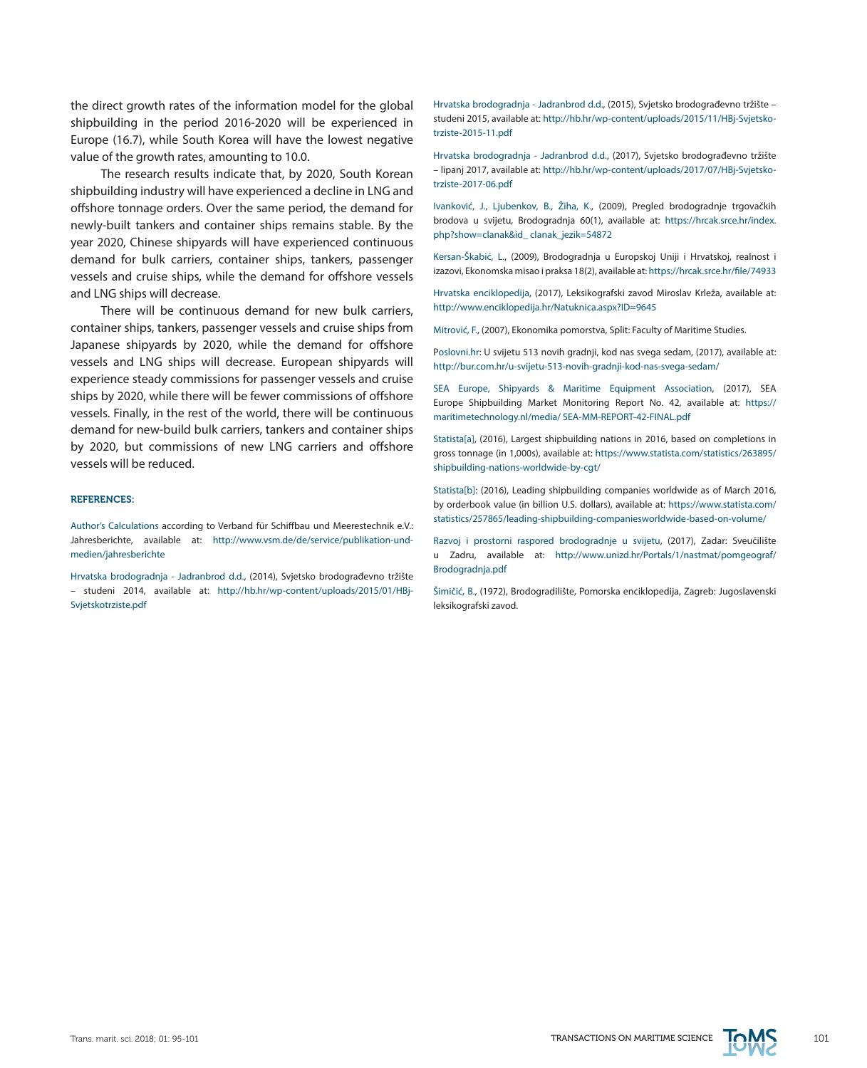the direct growth rates of the information model for the global shipbuilding in the period 2016-2020 will be experienced in Europe (16.7), while South Korea will have the lowest negative value of the growth rates, amounting to 10.0.

The research results indicate that, by 2020, South Korean shipbuilding industry will have experienced a decline in LNG and offshore tonnage orders. Over the same period, the demand for newly-built tankers and container ships remains stable. By the year 2020, Chinese shipyards will have experienced continuous demand for bulk carriers, container ships, tankers, passenger vessels and cruise ships, while the demand for offshore vessels and LNG ships will decrease.

There will be continuous demand for new bulk carriers, container ships, tankers, passenger vessels and cruise ships from Japanese shipyards by 2020, while the demand for offshore vessels and LNG ships will decrease. European shipyards will experience steady commissions for passenger vessels and cruise ships by 2020, while there will be fewer commissions of offshore vessels. Finally, in the rest of the world, there will be continuous demand for new-build bulk carriers, tankers and container ships by 2020, but commissions of new LNG carriers and offshore vessels will be reduced.

## REFERENCES:

Author's Calculations according to Verband für Schiffbau und Meerestechnik e.V.: Jahresberichte, available at: http://www.vsm.de/de/service/publikation-und-medien/jahresberichte

Hrvatska brodogradnja - Jadranbrod d.d., (2014), Svjetsko brodograđevno tržište – studeni 2014, available at: http://hb.hr/wp-content/uploads/2015/01/HBj-Svjetskotrziste.pdf

Hrvatska brodogradnja - Jadranbrod d.d., (2015), Svjetsko brodograđevno tržište – studeni 2015, available at: http://hb.hr/wp-content/uploads/2015/11/HBj-Svjetsko-trziste-2015-11.pdf

Hrvatska brodogradnja - Jadranbrod d.d., (2017), Svjetsko brodograđevno tržište – lipanj 2017, available at: http://hb.hr/wp-content/uploads/2017/07/HBj-Svjetsko-trziste-2017-06.pdf

Ivanković, J., Ljubenkov, B., Žiha, K., (2009), Pregled brodogradnje trgovačkih brodova u svijetu, Brodogradnja 60(1), available at: https://hrcak.srce.hr/index.php?show=clanak&id_ clanak_jezik=54872

Kersan-Škabić, L., (2009), Brodogradnja u Europskoj Uniji i Hrvatskoj, realnost i izazovi, Ekonomska misao i praksa 18(2), available at: https://hrcak.srce.hr/file/74933

Hrvatska enciklopedija, (2017), Leksikografski zavod Miroslav Krleža, available at: http://www.enciklopedija.hr/Natuknica.aspx?ID=9645

Mitrović, F., (2007), Ekonomika pomorstva, Split: Faculty of Maritime Studies.

Poslovni.hr: U svijetu 513 novih gradnji, kod nas svega sedam, (2017), available at: http://bur.com.hr/u-svijetu-513-novih-gradnji-kod-nas-svega-sedam/

SEA Europe, Shipyards & Maritime Equipment Association, (2017), SEA Europe Shipbuilding Market Monitoring Report No. 42, available at: https://maritimetechnology.nl/media/ SEA-MM-REPORT-42-FINAL.pdf

Statista[a], (2016), Largest shipbuilding nations in 2016, based on completions in gross tonnage (in 1,000s), available at: https://www.statista.com/statistics/263895/shipbuilding-nations-worldwide-by-cgt/

Statista[b]: (2016), Leading shipbuilding companies worldwide as of March 2016, by orderbook value (in billion U.S. dollars), available at: https://www.statista.com/statistics/257865/leading-shipbuilding-companiesworldwide-based-on-volume/

Razvoj i prostorni raspored brodogradnje u svijetu, (2017), Zadar: Sveučilište u Zadru, available at: http://www.unizd.hr/Portals/1/nastmat/pomgeograf/Brodogradnja.pdf

Šimičić, B., (1972), Brodogradilište, Pomorska enciklopedija, Zagreb: Jugoslavenski leksikografski zavod.